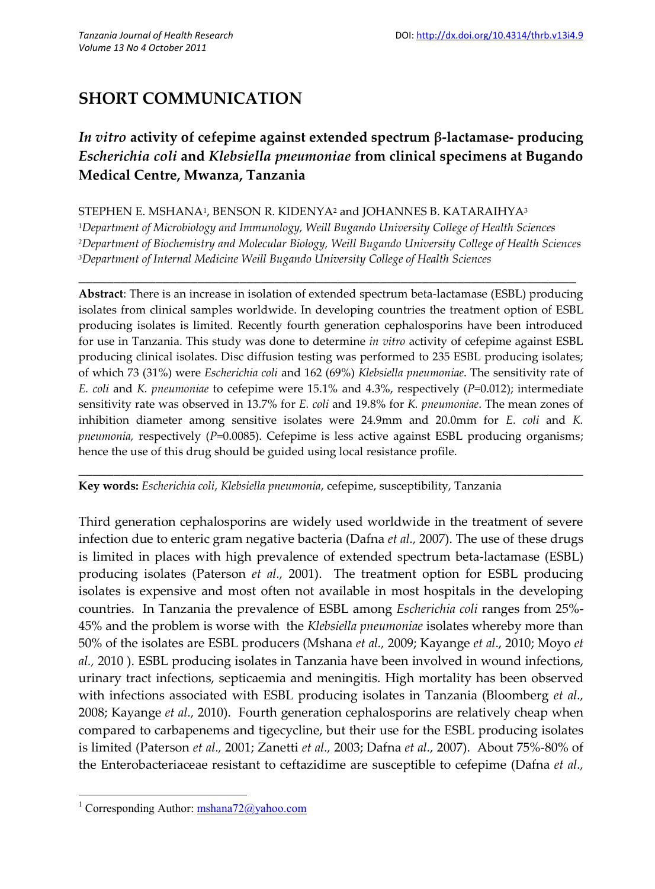## SHORT COMMUNICATION

# *In vitro* activity of cefepime against extended spectrum β-lactamase- producing *Escherichia coli* and *Klebsiella pneumoniae* from clinical specimens at Bugando Medical Centre, Mwanza, Tanzania

STEPHEN E. MSHANA[1], BENSON R. KIDENYA[2] and JOHANNES B. KATARAIHYA[3]

[1]*Department of Microbiology and Immunology, Weill Bugando University College of Health Sciences*
[2]*Department of Biochemistry and Molecular Biology, Weill Bugando University College of Health Sciences*
[3]*Department of Internal Medicine Weill Bugando University College of Health Sciences*

---

**Abstract**: There is an increase in isolation of extended spectrum beta-lactamase (ESBL) producing isolates from clinical samples worldwide. In developing countries the treatment option of ESBL producing isolates is limited. Recently fourth generation cephalosporins have been introduced for use in Tanzania. This study was done to determine *in vitro* activity of cefepime against ESBL producing clinical isolates. Disc diffusion testing was performed to 235 ESBL producing isolates; of which 73 (31%) were *Escherichia coli* and 162 (69%) *Klebsiella pneumoniae*. The sensitivity rate of *E. coli* and *K. pneumoniae* to cefepime were 15.1% and 4.3%, respectively ($P$=0.012); intermediate sensitivity rate was observed in 13.7% for *E. coli* and 19.8% for *K. pneumoniae*. The mean zones of inhibition diameter among sensitive isolates were 24.9mm and 20.0mm for *E. coli* and *K. pneumonia,* respectively ($P$=0.0085). Cefepime is less active against ESBL producing organisms; hence the use of this drug should be guided using local resistance profile.

---

**Key words:** *Escherichia coli*, *Klebsiella pneumonia*, cefepime, susceptibility, Tanzania

Third generation cephalosporins are widely used worldwide in the treatment of severe infection due to enteric gram negative bacteria (Dafna *et al.,* 2007). The use of these drugs is limited in places with high prevalence of extended spectrum beta-lactamase (ESBL) producing isolates (Paterson *et al.,* 2001). The treatment option for ESBL producing isolates is expensive and most often not available in most hospitals in the developing countries. In Tanzania the prevalence of ESBL among *Escherichia coli* ranges from 25%-45% and the problem is worse with the *Klebsiella pneumoniae* isolates whereby more than 50% of the isolates are ESBL producers (Mshana *et al.,* 2009; Kayange *et al*., 2010; Moyo *et al.,* 2010 ). ESBL producing isolates in Tanzania have been involved in wound infections, urinary tract infections, septicaemia and meningitis. High mortality has been observed with infections associated with ESBL producing isolates in Tanzania (Bloomberg *et al.,* 2008; Kayange *et al.,* 2010). Fourth generation cephalosporins are relatively cheap when compared to carbapenems and tigecycline, but their use for the ESBL producing isolates is limited (Paterson *et al.,* 2001; Zanetti *et al.,* 2003; Dafna *et al.,* 2007). About 75%-80% of the Enterobacteriaceae resistant to ceftazidime are susceptible to cefepime (Dafna *et al.,*

[1] Corresponding Author: mshana72@yahoo.com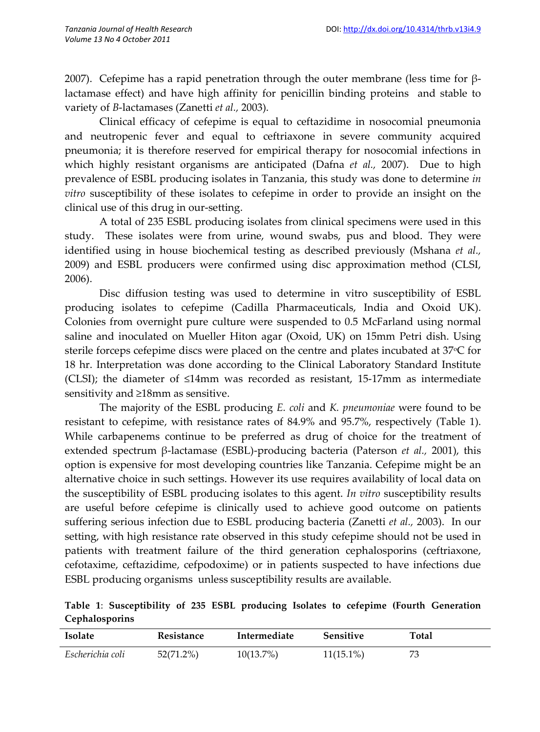2007). Cefepime has a rapid penetration through the outer membrane (less time for β-lactamase effect) and have high affinity for penicillin binding proteins and stable to variety of *B*-lactamases (Zanetti *et al.,* 2003).

Clinical efficacy of cefepime is equal to ceftazidime in nosocomial pneumonia and neutropenic fever and equal to ceftriaxone in severe community acquired pneumonia; it is therefore reserved for empirical therapy for nosocomial infections in which highly resistant organisms are anticipated (Dafna *et al.,* 2007). Due to high prevalence of ESBL producing isolates in Tanzania, this study was done to determine *in vitro* susceptibility of these isolates to cefepime in order to provide an insight on the clinical use of this drug in our-setting.

A total of 235 ESBL producing isolates from clinical specimens were used in this study. These isolates were from urine, wound swabs, pus and blood. They were identified using in house biochemical testing as described previously (Mshana *et al.,* 2009) and ESBL producers were confirmed using disc approximation method (CLSI, 2006).

Disc diffusion testing was used to determine in vitro susceptibility of ESBL producing isolates to cefepime (Cadilla Pharmaceuticals, India and Oxoid UK). Colonies from overnight pure culture were suspended to 0.5 McFarland using normal saline and inoculated on Mueller Hiton agar (Oxoid, UK) on 15mm Petri dish. Using sterile forceps cefepime discs were placed on the centre and plates incubated at 37°C for 18 hr. Interpretation was done according to the Clinical Laboratory Standard Institute (CLSI); the diameter of ≤14mm was recorded as resistant, 15-17mm as intermediate sensitivity and ≥18mm as sensitive.

The majority of the ESBL producing *E. coli* and *K. pneumoniae* were found to be resistant to cefepime, with resistance rates of 84.9% and 95.7%, respectively (Table 1). While carbapenems continue to be preferred as drug of choice for the treatment of extended spectrum β-lactamase (ESBL)-producing bacteria (Paterson *et al.,* 2001), this option is expensive for most developing countries like Tanzania. Cefepime might be an alternative choice in such settings. However its use requires availability of local data on the susceptibility of ESBL producing isolates to this agent. *In vitro* susceptibility results are useful before cefepime is clinically used to achieve good outcome on patients suffering serious infection due to ESBL producing bacteria (Zanetti *et al.,* 2003). In our setting, with high resistance rate observed in this study cefepime should not be used in patients with treatment failure of the third generation cephalosporins (ceftriaxone, cefotaxime, ceftazidime, cefpodoxime) or in patients suspected to have infections due ESBL producing organisms unless susceptibility results are available.

**Table 1**: **Susceptibility of 235 ESBL producing Isolates to cefepime (Fourth Generation Cephalosporins**

| Isolate | Resistance | Intermediate | Sensitive | Total |
|---|---|---|---|---|
| *Escherichia coli* | 52(71.2%) | 10(13.7%) | 11(15.1%) | 73 |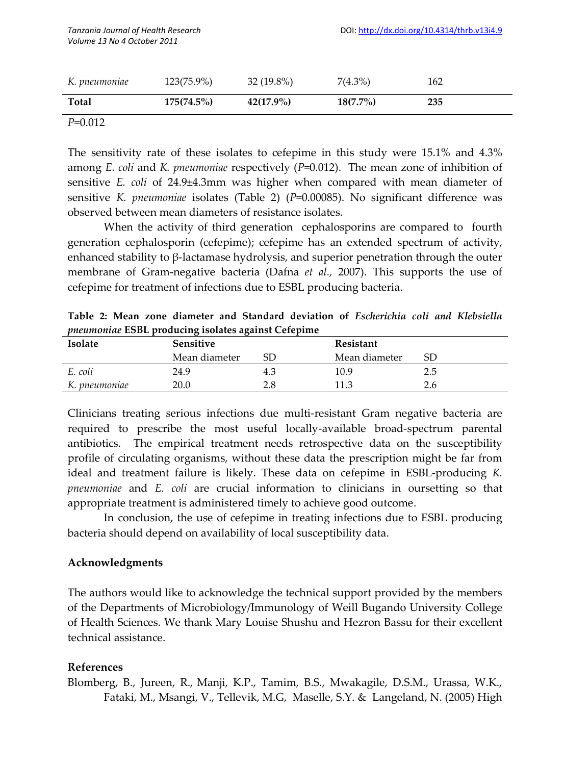| K. pneumoniae | 123(75.9%) | 32 (19.8%) | 7(4.3%) | 162 |
|---|---|---|---|---|
| **Total** | **175(74.5%)** | **42(17.9%)** | **18(7.7%)** | **235** |

*P*=0.012

The sensitivity rate of these isolates to cefepime in this study were 15.1% and 4.3% among *E. coli* and *K. pneumoniae* respectively (*P*=0.012). The mean zone of inhibition of sensitive *E. coli* of 24.9±4.3mm was higher when compared with mean diameter of sensitive *K. pneumoniae* isolates (Table 2) (*P*=0.00085). No significant difference was observed between mean diameters of resistance isolates.

When the activity of third generation cephalosporins are compared to fourth generation cephalosporin (cefepime); cefepime has an extended spectrum of activity, enhanced stability to β-lactamase hydrolysis, and superior penetration through the outer membrane of Gram-negative bacteria (Dafna *et al.,* 2007). This supports the use of cefepime for treatment of infections due to ESBL producing bacteria.

**Table 2: Mean zone diameter and Standard deviation of *Escherichia coli and Klebsiella pneumoniae* ESBL producing isolates against Cefepime**

| Isolate | Sensitive | | Resistant | |
|---|---|---|---|---|
| | Mean diameter | SD | Mean diameter | SD |
| *E. coli* | 24.9 | 4.3 | 10.9 | 2.5 |
| *K. pneumoniae* | 20.0 | 2.8 | 11.3 | 2.6 |

Clinicians treating serious infections due multi-resistant Gram negative bacteria are required to prescribe the most useful locally-available broad-spectrum parental antibiotics. The empirical treatment needs retrospective data on the susceptibility profile of circulating organisms, without these data the prescription might be far from ideal and treatment failure is likely. These data on cefepime in ESBL-producing *K. pneumoniae* and *E. coli* are crucial information to clinicians in oursetting so that appropriate treatment is administered timely to achieve good outcome.

In conclusion, the use of cefepime in treating infections due to ESBL producing bacteria should depend on availability of local susceptibility data.

## Acknowledgments

The authors would like to acknowledge the technical support provided by the members of the Departments of Microbiology/Immunology of Weill Bugando University College of Health Sciences. We thank Mary Louise Shushu and Hezron Bassu for their excellent technical assistance.

## References

Blomberg, B., Jureen, R., Manji, K.P., Tamim, B.S., Mwakagile, D.S.M., Urassa, W.K., Fataki, M., Msangi, V., Tellevik, M.G, Maselle, S.Y. & Langeland, N. (2005) High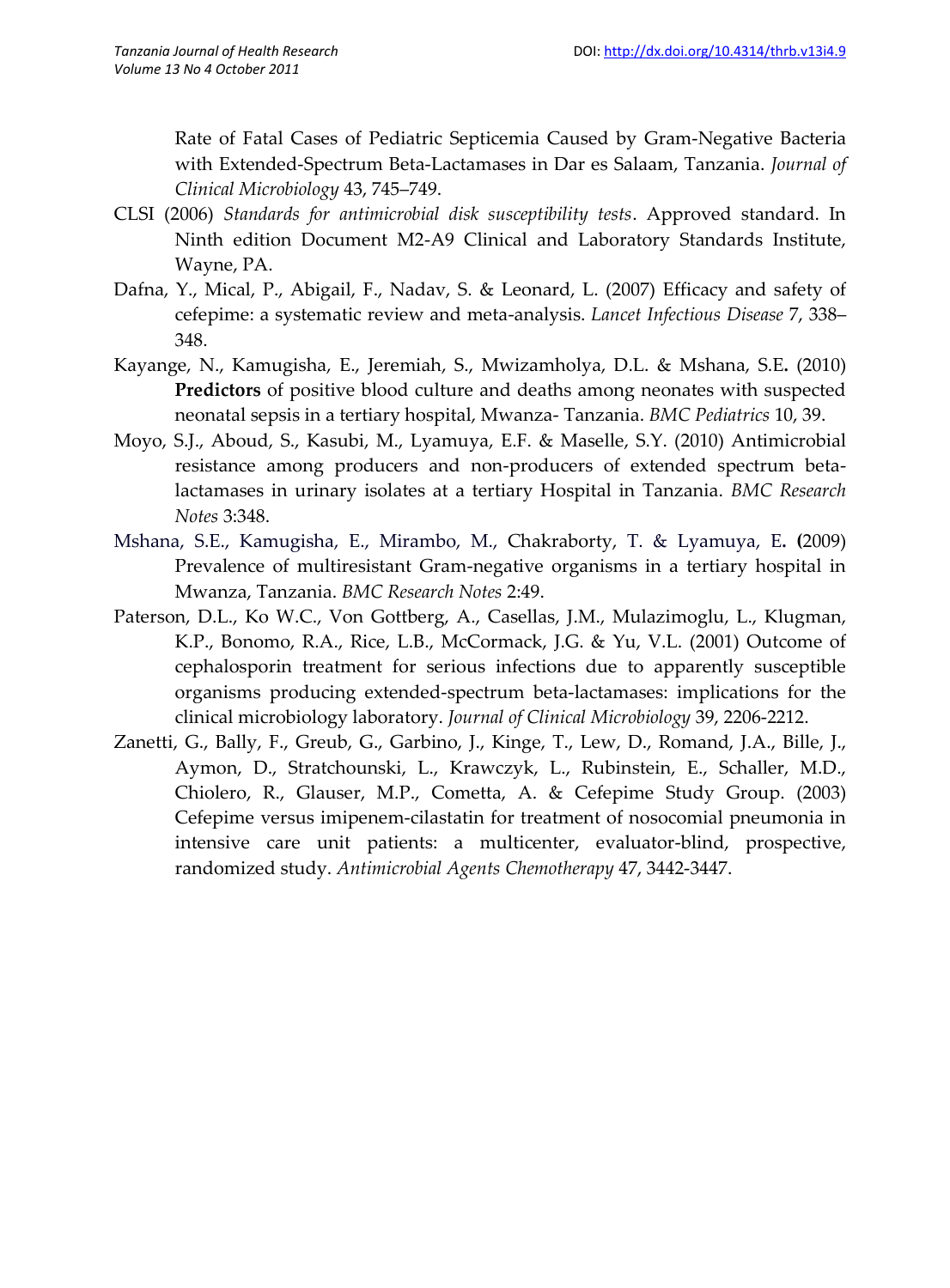Rate of Fatal Cases of Pediatric Septicemia Caused by Gram-Negative Bacteria with Extended-Spectrum Beta-Lactamases in Dar es Salaam, Tanzania. *Journal of Clinical Microbiology* 43, 745–749.

CLSI (2006) *Standards for antimicrobial disk susceptibility tests*. Approved standard. In Ninth edition Document M2-A9 Clinical and Laboratory Standards Institute, Wayne, PA.

Dafna, Y., Mical, P., Abigail, F., Nadav, S. & Leonard, L. (2007) Efficacy and safety of cefepime: a systematic review and meta-analysis. *Lancet Infectious Disease* 7, 338–348.

Kayange, N., Kamugisha, E., Jeremiah, S., Mwizamholya, D.L. & Mshana, S.E**.** (2010) **Predictors** of positive blood culture and deaths among neonates with suspected neonatal sepsis in a tertiary hospital, Mwanza- Tanzania. *BMC Pediatrics* 10, 39.

Moyo, S.J., Aboud, S., Kasubi, M., Lyamuya, E.F. & Maselle, S.Y. (2010) Antimicrobial resistance among producers and non-producers of extended spectrum beta-lactamases in urinary isolates at a tertiary Hospital in Tanzania. *BMC Research Notes* 3:348.

Mshana, S.E., Kamugisha, E., Mirambo, M., Chakraborty, T. & Lyamuya, E**. (**2009) Prevalence of multiresistant Gram-negative organisms in a tertiary hospital in Mwanza, Tanzania. *BMC Research Notes* 2:49.

Paterson, D.L., Ko W.C., Von Gottberg, A., Casellas, J.M., Mulazimoglu, L., Klugman, K.P., Bonomo, R.A., Rice, L.B., McCormack, J.G. & Yu, V.L. (2001) Outcome of cephalosporin treatment for serious infections due to apparently susceptible organisms producing extended-spectrum beta-lactamases: implications for the clinical microbiology laboratory. *Journal of Clinical Microbiology* 39, 2206-2212.

Zanetti, G., Bally, F., Greub, G., Garbino, J., Kinge, T., Lew, D., Romand, J.A., Bille, J., Aymon, D., Stratchounski, L., Krawczyk, L., Rubinstein, E., Schaller, M.D., Chiolero, R., Glauser, M.P., Cometta, A. & Cefepime Study Group. (2003) Cefepime versus imipenem-cilastatin for treatment of nosocomial pneumonia in intensive care unit patients: a multicenter, evaluator-blind, prospective, randomized study. *Antimicrobial Agents Chemotherapy* 47, 3442-3447.